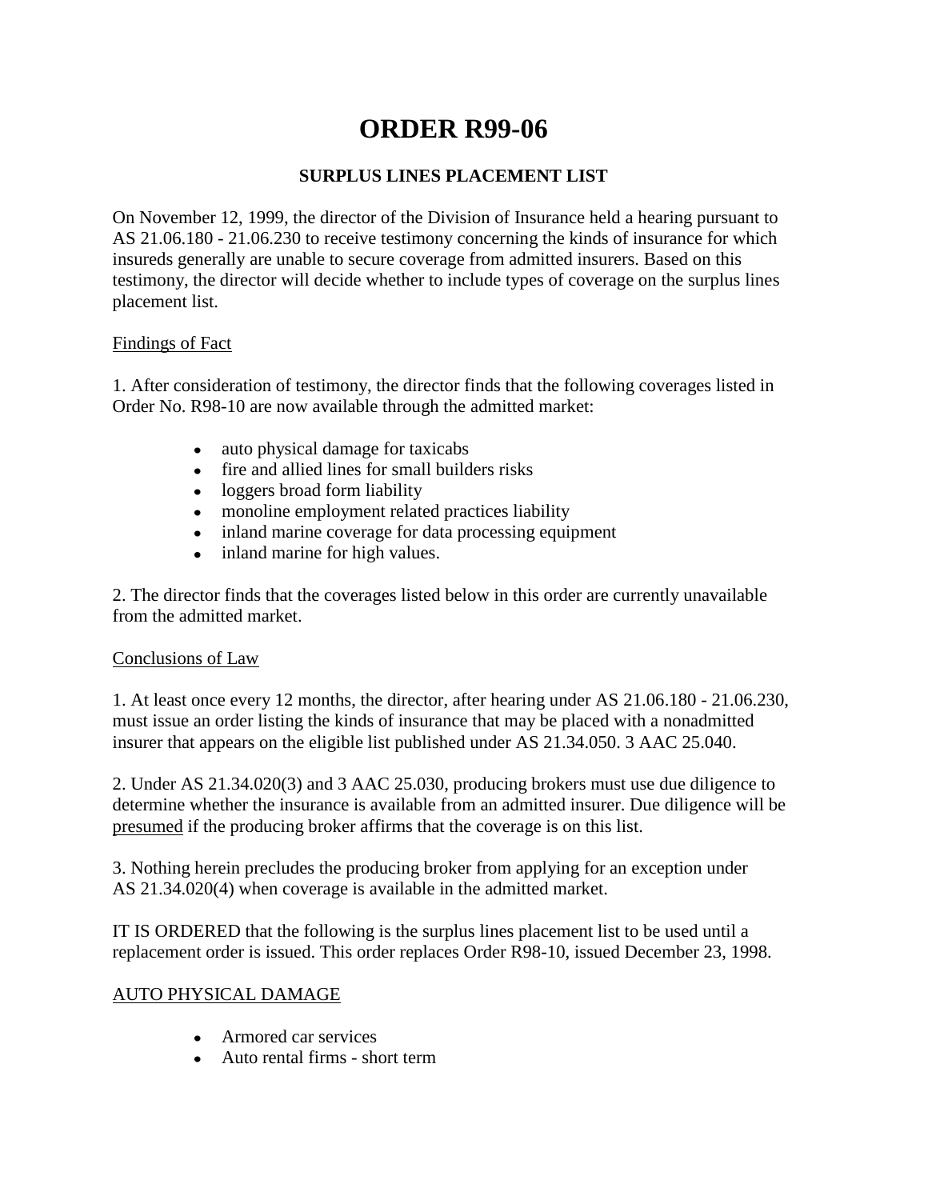# ORDER R99-06

## SURPLUS LINES PLACEMENT LIST

On November 12, 1999, the director of the Division of Insurance held a hearing pursuant to AS 21.06.180 - 21.06.230 to receive testimony concerning the kinds of insurance for which insureds generally are unable to secure coverage from admitted insurers. Based on this testimony, the director will decide whether to include types of coverage on the surplus lines placement list.

<u>Findings of Fact</u>

1. After consideration of testimony, the director finds that the following coverages listed in Order No. R98-10 are now available through the admitted market:

- auto physical damage for taxicabs
- fire and allied lines for small builders risks
- loggers broad form liability
- monoline employment related practices liability
- inland marine coverage for data processing equipment
- inland marine for high values.

2. The director finds that the coverages listed below in this order are currently unavailable from the admitted market.

<u>Conclusions of Law</u>

1. At least once every 12 months, the director, after hearing under AS 21.06.180 - 21.06.230, must issue an order listing the kinds of insurance that may be placed with a nonadmitted insurer that appears on the eligible list published under AS 21.34.050. 3 AAC 25.040.

2. Under AS 21.34.020(3) and 3 AAC 25.030, producing brokers must use due diligence to determine whether the insurance is available from an admitted insurer. Due diligence will be <u>presumed</u> if the producing broker affirms that the coverage is on this list.

3. Nothing herein precludes the producing broker from applying for an exception under AS 21.34.020(4) when coverage is available in the admitted market.

IT IS ORDERED that the following is the surplus lines placement list to be used until a replacement order is issued. This order replaces Order R98-10, issued December 23, 1998.

<u>AUTO PHYSICAL DAMAGE</u>

- Armored car services
- Auto rental firms - short term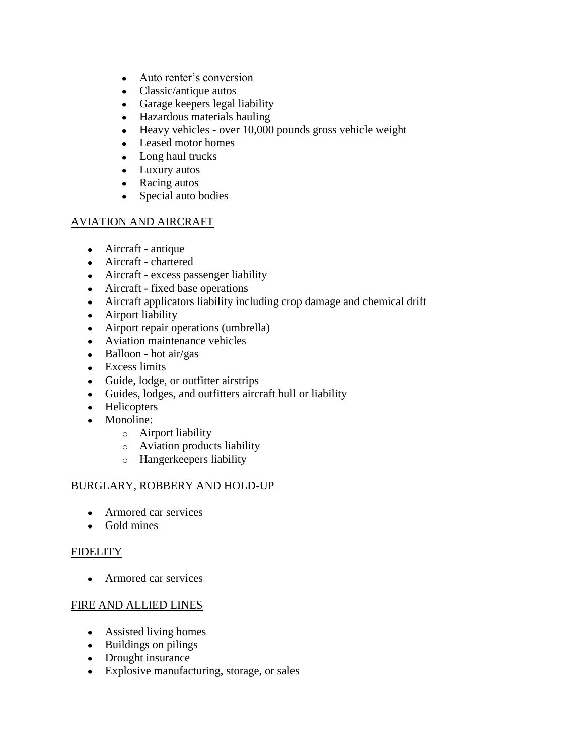- Auto renter's conversion
- Classic/antique autos
- Garage keepers legal liability
- Hazardous materials hauling
- Heavy vehicles - over 10,000 pounds gross vehicle weight
- Leased motor homes
- Long haul trucks
- Luxury autos
- Racing autos
- Special auto bodies

<u>AVIATION AND AIRCRAFT</u>

- Aircraft - antique
- Aircraft - chartered
- Aircraft - excess passenger liability
- Aircraft - fixed base operations
- Aircraft applicators liability including crop damage and chemical drift
- Airport liability
- Airport repair operations (umbrella)
- Aviation maintenance vehicles
- Balloon - hot air/gas
- Excess limits
- Guide, lodge, or outfitter airstrips
- Guides, lodges, and outfitters aircraft hull or liability
- Helicopters
- Monoline:
  - Airport liability
  - Aviation products liability
  - Hangerkeepers liability

<u>BURGLARY, ROBBERY AND HOLD-UP</u>

- Armored car services
- Gold mines

<u>FIDELITY</u>

- Armored car services

<u>FIRE AND ALLIED LINES</u>

- Assisted living homes
- Buildings on pilings
- Drought insurance
- Explosive manufacturing, storage, or sales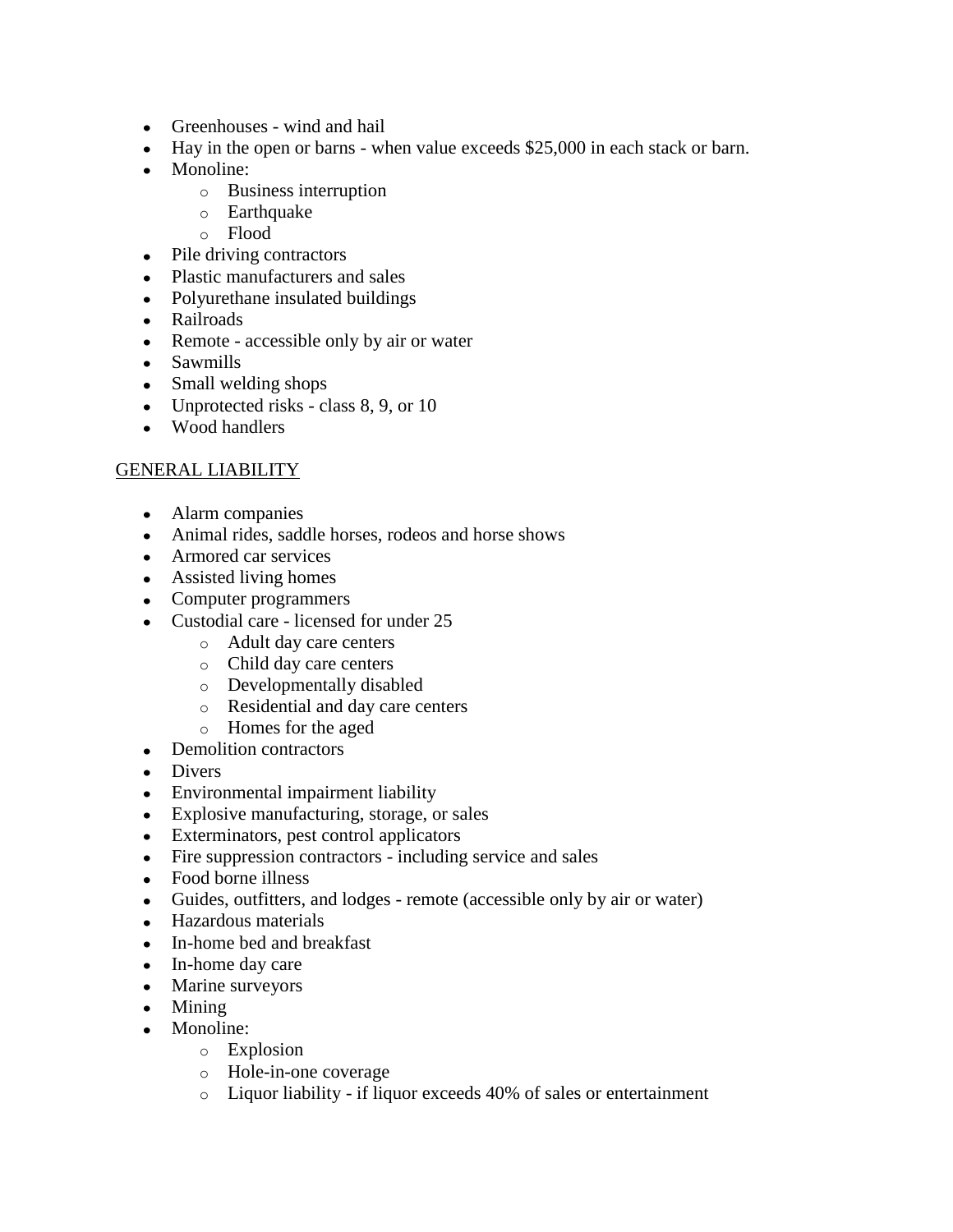- Greenhouses - wind and hail
- Hay in the open or barns - when value exceeds $25,000 in each stack or barn.
- Monoline:
  - Business interruption
  - Earthquake
  - Flood
- Pile driving contractors
- Plastic manufacturers and sales
- Polyurethane insulated buildings
- Railroads
- Remote - accessible only by air or water
- Sawmills
- Small welding shops
- Unprotected risks - class 8, 9, or 10
- Wood handlers

<u>GENERAL LIABILITY</u>

- Alarm companies
- Animal rides, saddle horses, rodeos and horse shows
- Armored car services
- Assisted living homes
- Computer programmers
- Custodial care - licensed for under 25
  - Adult day care centers
  - Child day care centers
  - Developmentally disabled
  - Residential and day care centers
  - Homes for the aged
- Demolition contractors
- Divers
- Environmental impairment liability
- Explosive manufacturing, storage, or sales
- Exterminators, pest control applicators
- Fire suppression contractors - including service and sales
- Food borne illness
- Guides, outfitters, and lodges - remote (accessible only by air or water)
- Hazardous materials
- In-home bed and breakfast
- In-home day care
- Marine surveyors
- Mining
- Monoline:
  - Explosion
  - Hole-in-one coverage
  - Liquor liability - if liquor exceeds 40% of sales or entertainment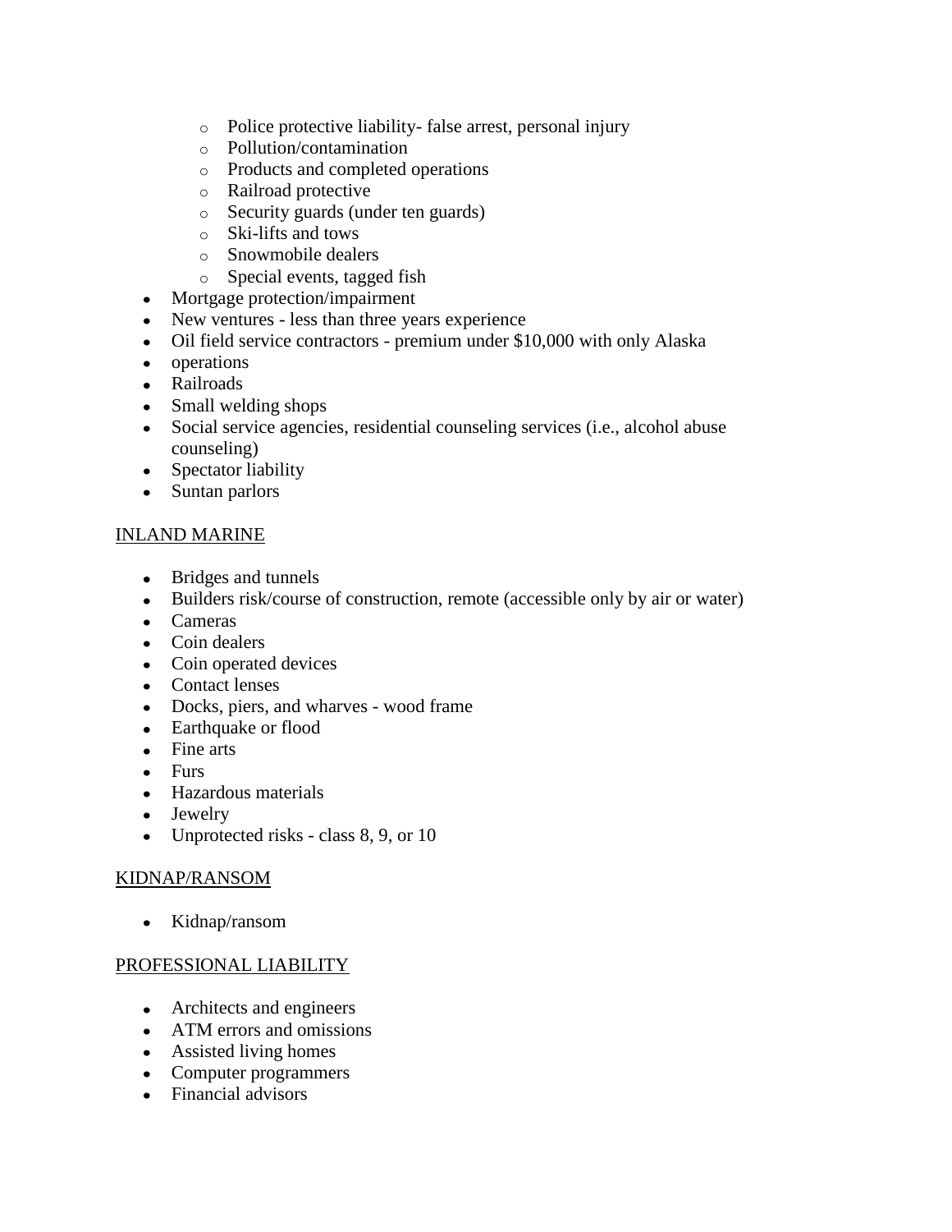- Police protective liability- false arrest, personal injury
  - Pollution/contamination
  - Products and completed operations
  - Railroad protective
  - Security guards (under ten guards)
  - Ski-lifts and tows
  - Snowmobile dealers
  - Special events, tagged fish
- Mortgage protection/impairment
- New ventures - less than three years experience
- Oil field service contractors - premium under $10,000 with only Alaska
- operations
- Railroads
- Small welding shops
- Social service agencies, residential counseling services (i.e., alcohol abuse counseling)
- Spectator liability
- Suntan parlors

<u>INLAND MARINE</u>

- Bridges and tunnels
- Builders risk/course of construction, remote (accessible only by air or water)
- Cameras
- Coin dealers
- Coin operated devices
- Contact lenses
- Docks, piers, and wharves - wood frame
- Earthquake or flood
- Fine arts
- Furs
- Hazardous materials
- Jewelry
- Unprotected risks - class 8, 9, or 10

<u>KIDNAP/RANSOM</u>

- Kidnap/ransom

<u>PROFESSIONAL LIABILITY</u>

- Architects and engineers
- ATM errors and omissions
- Assisted living homes
- Computer programmers
- Financial advisors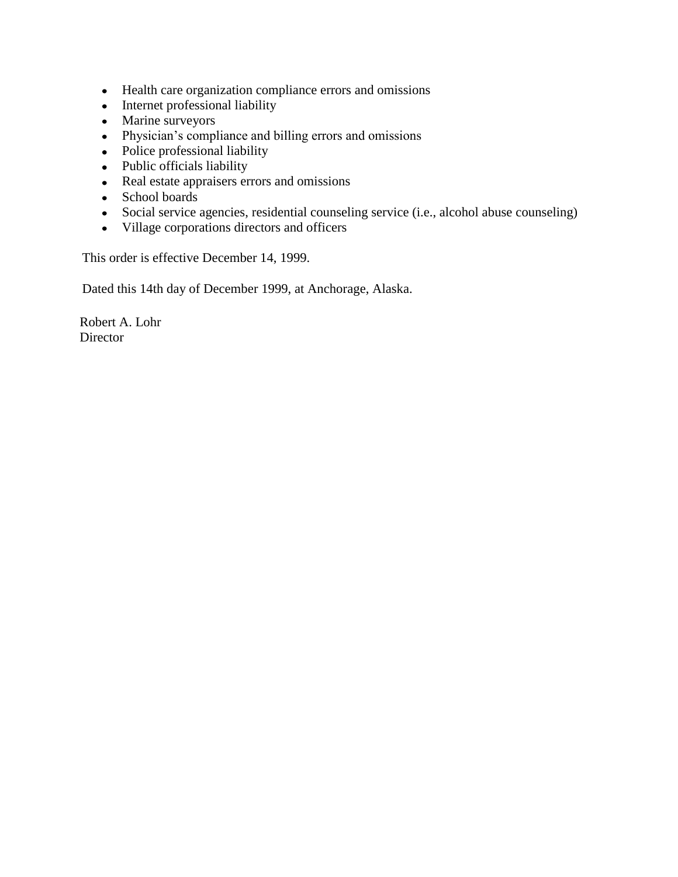- Health care organization compliance errors and omissions
- Internet professional liability
- Marine surveyors
- Physician's compliance and billing errors and omissions
- Police professional liability
- Public officials liability
- Real estate appraisers errors and omissions
- School boards
- Social service agencies, residential counseling service (i.e., alcohol abuse counseling)
- Village corporations directors and officers

This order is effective December 14, 1999.

Dated this 14th day of December 1999, at Anchorage, Alaska.

Robert A. Lohr
Director